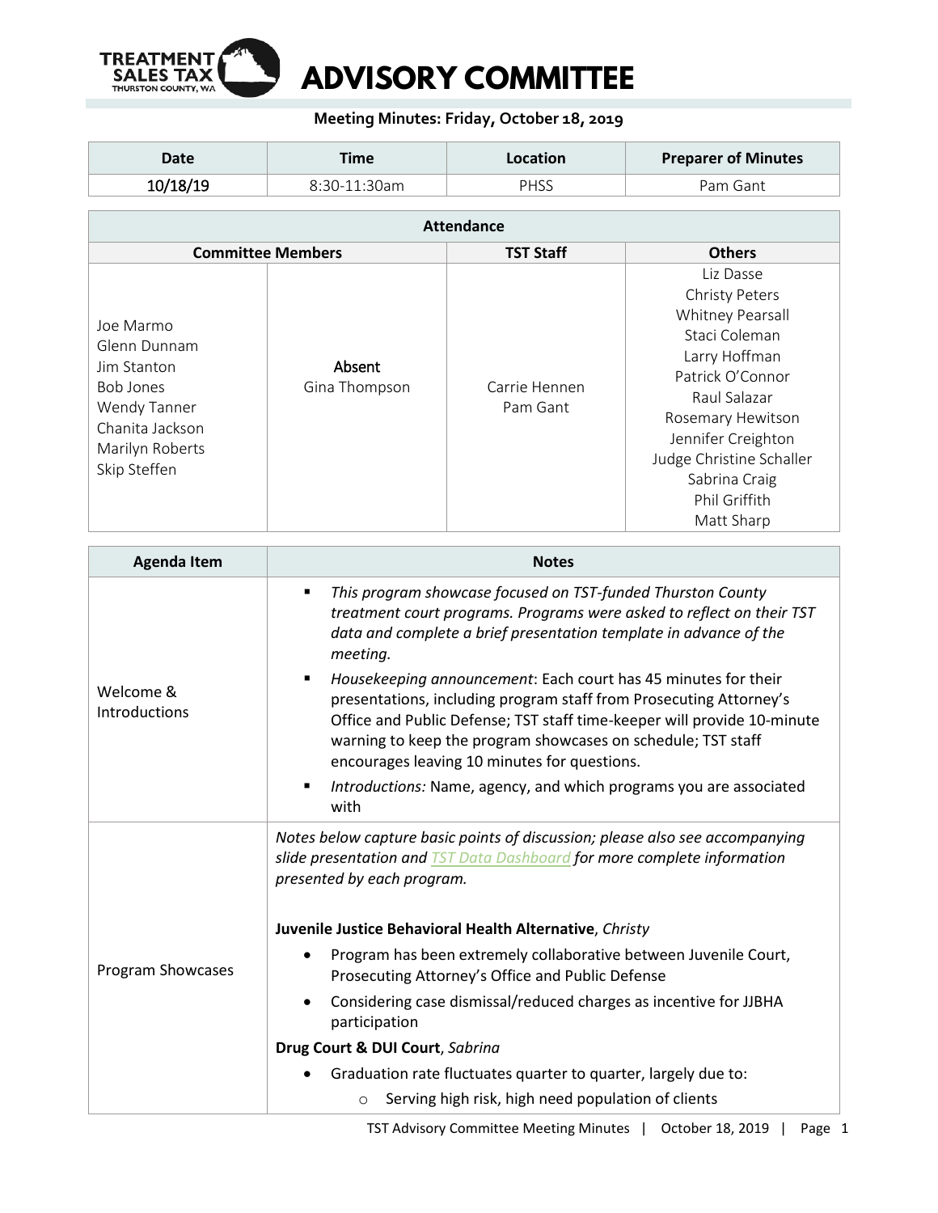# ADVISORY COMMITTEE

**Meeting Minutes: Friday, October 18, 2019**

| Date | Time | Location | Preparer of Minutes |
|---|---|---|---|
| 10/18/19 | 8:30-11:30am | PHSS | Pam Gant |

| Attendance | | | |
|---|---|---|---|
| **Committee Members** | | **TST Staff** | **Others** |
| Joe Marmo<br>Glenn Dunnam<br>Jim Stanton<br>Bob Jones<br>Wendy Tanner<br>Chanita Jackson<br>Marilyn Roberts<br>Skip Steffen | **Absent**<br>Gina Thompson | Carrie Hennen<br>Pam Gant | Liz Dasse<br>Christy Peters<br>Whitney Pearsall<br>Staci Coleman<br>Larry Hoffman<br>Patrick O'Connor<br>Raul Salazar<br>Rosemary Hewitson<br>Jennifer Creighton<br>Judge Christine Schaller<br>Sabrina Craig<br>Phil Griffith<br>Matt Sharp |

| Agenda Item | Notes |
|---|---|
| Welcome & Introductions | ▪ *This program showcase focused on TST-funded Thurston County treatment court programs. Programs were asked to reflect on their TST data and complete a brief presentation template in advance of the meeting.*<br>▪ *Housekeeping announcement*: Each court has 45 minutes for their presentations, including program staff from Prosecuting Attorney's Office and Public Defense; TST staff time-keeper will provide 10-minute warning to keep the program showcases on schedule; TST staff encourages leaving 10 minutes for questions.<br>▪ *Introductions:* Name, agency, and which programs you are associated with |
| Program Showcases | *Notes below capture basic points of discussion; please also see accompanying slide presentation and TST Data Dashboard for more complete information presented by each program.*<br><br>**Juvenile Justice Behavioral Health Alternative**, *Christy*<br>• Program has been extremely collaborative between Juvenile Court, Prosecuting Attorney's Office and Public Defense<br>• Considering case dismissal/reduced charges as incentive for JJBHA participation<br>**Drug Court & DUI Court**, *Sabrina*<br>• Graduation rate fluctuates quarter to quarter, largely due to:<br>&nbsp;&nbsp;&nbsp;&nbsp;○ Serving high risk, high need population of clients |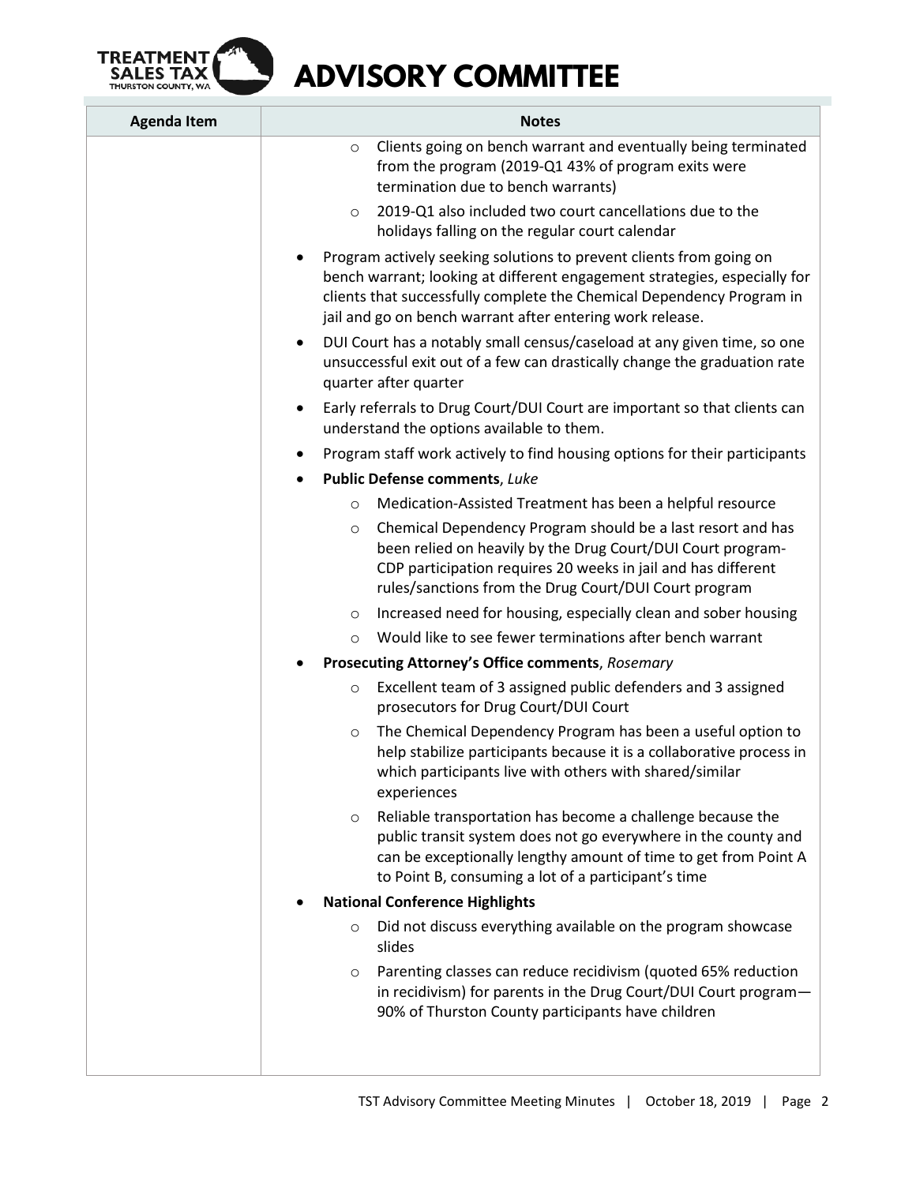| Agenda Item | Notes |
|---|---|
| | ◦ Clients going on bench warrant and eventually being terminated from the program (2019-Q1 43% of program exits were termination due to bench warrants)<br>◦ 2019-Q1 also included two court cancellations due to the holidays falling on the regular court calendar<br>• Program actively seeking solutions to prevent clients from going on bench warrant; looking at different engagement strategies, especially for clients that successfully complete the Chemical Dependency Program in jail and go on bench warrant after entering work release.<br>• DUI Court has a notably small census/caseload at any given time, so one unsuccessful exit out of a few can drastically change the graduation rate quarter after quarter<br>• Early referrals to Drug Court/DUI Court are important so that clients can understand the options available to them.<br>• Program staff work actively to find housing options for their participants<br>• **Public Defense comments**, *Luke*<br>◦ Medication-Assisted Treatment has been a helpful resource<br>◦ Chemical Dependency Program should be a last resort and has been relied on heavily by the Drug Court/DUI Court program-CDP participation requires 20 weeks in jail and has different rules/sanctions from the Drug Court/DUI Court program<br>◦ Increased need for housing, especially clean and sober housing<br>◦ Would like to see fewer terminations after bench warrant<br>• **Prosecuting Attorney's Office comments**, *Rosemary*<br>◦ Excellent team of 3 assigned public defenders and 3 assigned prosecutors for Drug Court/DUI Court<br>◦ The Chemical Dependency Program has been a useful option to help stabilize participants because it is a collaborative process in which participants live with others with shared/similar experiences<br>◦ Reliable transportation has become a challenge because the public transit system does not go everywhere in the county and can be exceptionally lengthy amount of time to get from Point A to Point B, consuming a lot of a participant's time<br>• **National Conference Highlights**<br>◦ Did not discuss everything available on the program showcase slides<br>◦ Parenting classes can reduce recidivism (quoted 65% reduction in recidivism) for parents in the Drug Court/DUI Court program—90% of Thurston County participants have children |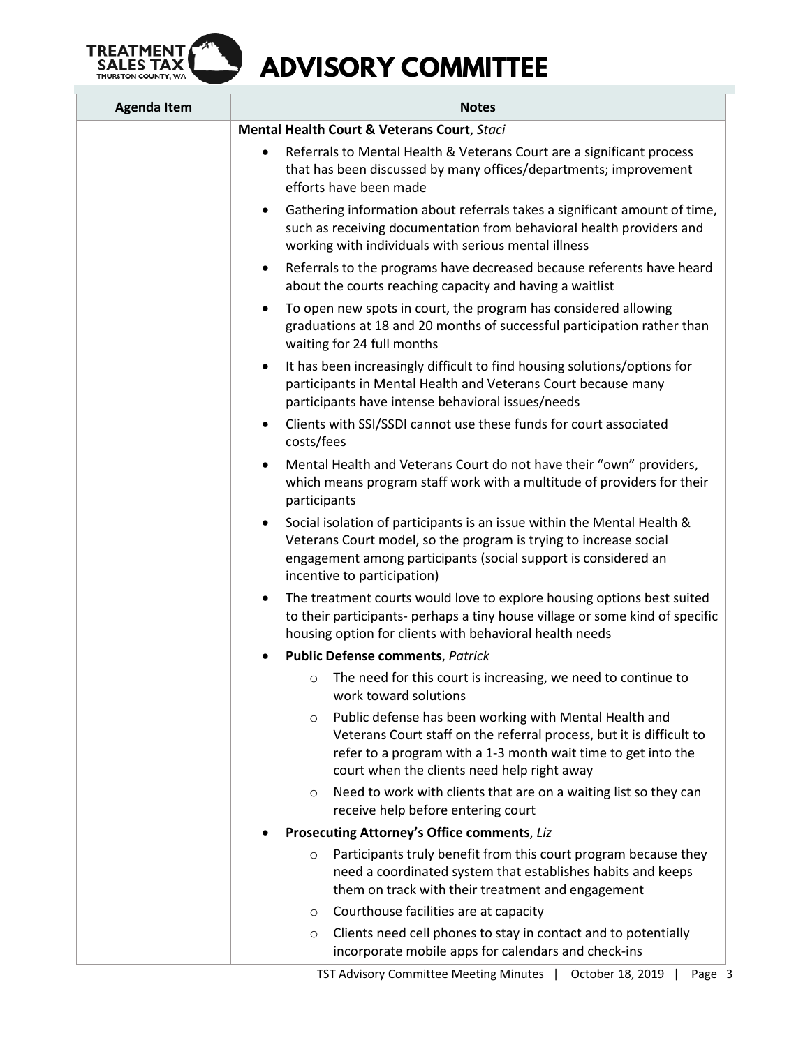| Agenda Item | Notes |
|---|---|
| | **Mental Health Court & Veterans Court**, *Staci*<br>• Referrals to Mental Health & Veterans Court are a significant process that has been discussed by many offices/departments; improvement efforts have been made<br>• Gathering information about referrals takes a significant amount of time, such as receiving documentation from behavioral health providers and working with individuals with serious mental illness<br>• Referrals to the programs have decreased because referents have heard about the courts reaching capacity and having a waitlist<br>• To open new spots in court, the program has considered allowing graduations at 18 and 20 months of successful participation rather than waiting for 24 full months<br>• It has been increasingly difficult to find housing solutions/options for participants in Mental Health and Veterans Court because many participants have intense behavioral issues/needs<br>• Clients with SSI/SSDI cannot use these funds for court associated costs/fees<br>• Mental Health and Veterans Court do not have their "own" providers, which means program staff work with a multitude of providers for their participants<br>• Social isolation of participants is an issue within the Mental Health & Veterans Court model, so the program is trying to increase social engagement among participants (social support is considered an incentive to participation)<br>• The treatment courts would love to explore housing options best suited to their participants- perhaps a tiny house village or some kind of specific housing option for clients with behavioral health needs<br>• **Public Defense comments**, *Patrick*<br>&nbsp;&nbsp;&nbsp;&nbsp;○ The need for this court is increasing, we need to continue to work toward solutions<br>&nbsp;&nbsp;&nbsp;&nbsp;○ Public defense has been working with Mental Health and Veterans Court staff on the referral process, but it is difficult to refer to a program with a 1-3 month wait time to get into the court when the clients need help right away<br>&nbsp;&nbsp;&nbsp;&nbsp;○ Need to work with clients that are on a waiting list so they can receive help before entering court<br>• **Prosecuting Attorney's Office comments**, *Liz*<br>&nbsp;&nbsp;&nbsp;&nbsp;○ Participants truly benefit from this court program because they need a coordinated system that establishes habits and keeps them on track with their treatment and engagement<br>&nbsp;&nbsp;&nbsp;&nbsp;○ Courthouse facilities are at capacity<br>&nbsp;&nbsp;&nbsp;&nbsp;○ Clients need cell phones to stay in contact and to potentially incorporate mobile apps for calendars and check-ins |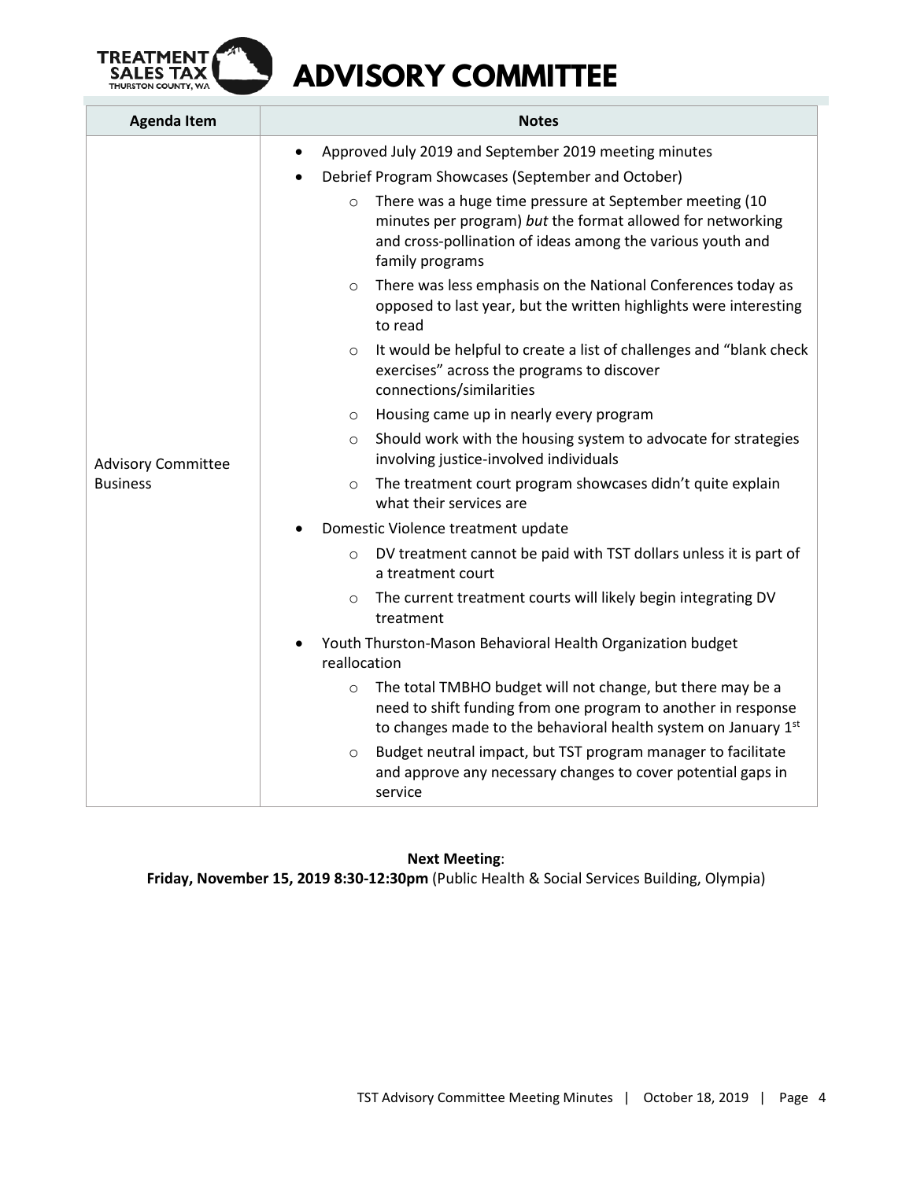| Agenda Item | Notes |
| --- | --- |
| Advisory Committee Business | • Approved July 2019 and September 2019 meeting minutes<br>• Debrief Program Showcases (September and October)<br>&nbsp;&nbsp;○ There was a huge time pressure at September meeting (10 minutes per program) *but* the format allowed for networking and cross-pollination of ideas among the various youth and family programs<br>&nbsp;&nbsp;○ There was less emphasis on the National Conferences today as opposed to last year, but the written highlights were interesting to read<br>&nbsp;&nbsp;○ It would be helpful to create a list of challenges and "blank check exercises" across the programs to discover connections/similarities<br>&nbsp;&nbsp;○ Housing came up in nearly every program<br>&nbsp;&nbsp;○ Should work with the housing system to advocate for strategies involving justice-involved individuals<br>&nbsp;&nbsp;○ The treatment court program showcases didn't quite explain what their services are<br>• Domestic Violence treatment update<br>&nbsp;&nbsp;○ DV treatment cannot be paid with TST dollars unless it is part of a treatment court<br>&nbsp;&nbsp;○ The current treatment courts will likely begin integrating DV treatment<br>• Youth Thurston-Mason Behavioral Health Organization budget reallocation<br>&nbsp;&nbsp;○ The total TMBHO budget will not change, but there may be a need to shift funding from one program to another in response to changes made to the behavioral health system on January 1st<br>&nbsp;&nbsp;○ Budget neutral impact, but TST program manager to facilitate and approve any necessary changes to cover potential gaps in service |

**Next Meeting**:

**Friday, November 15, 2019 8:30-12:30pm** (Public Health & Social Services Building, Olympia)